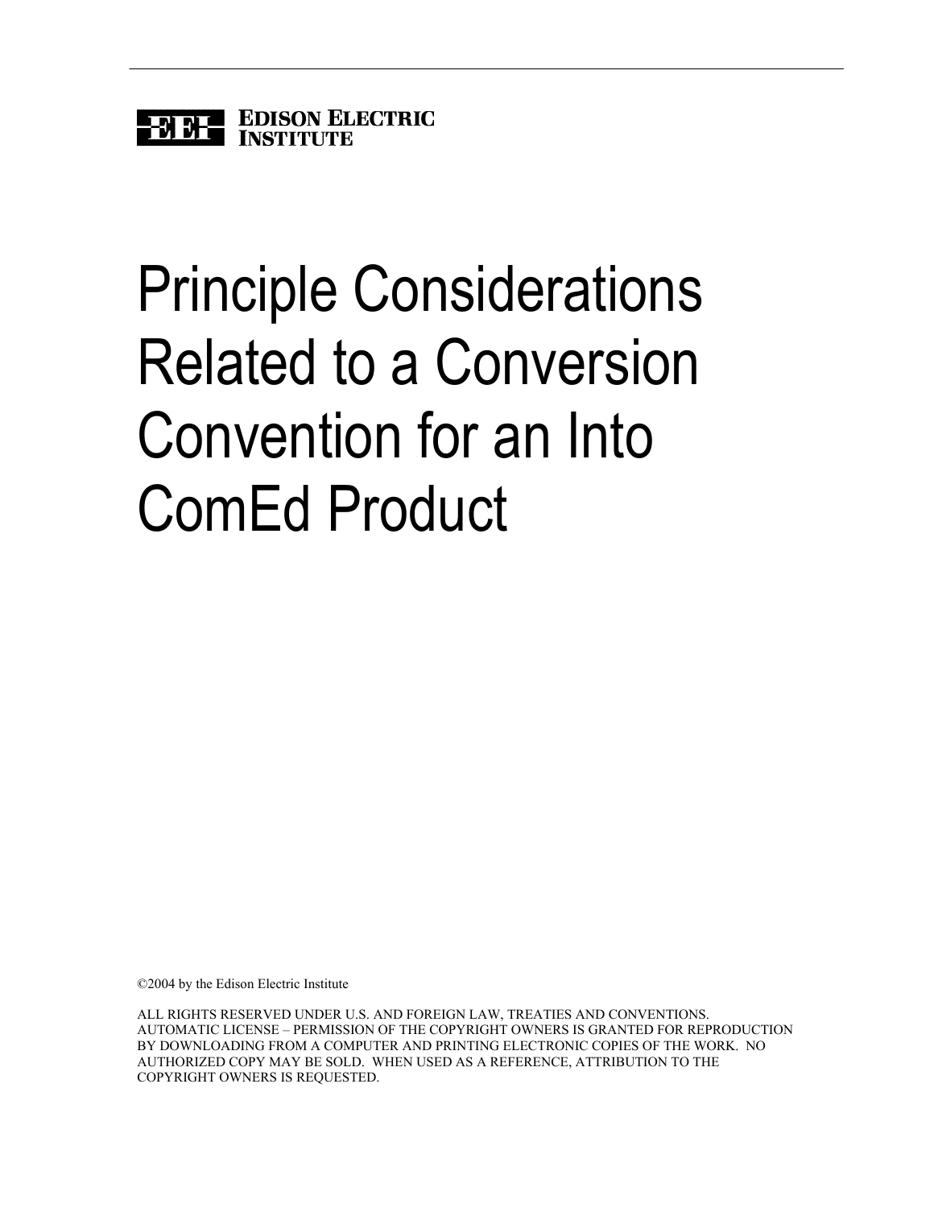EDISON ELECTRIC INSTITUTE

# Principle Considerations Related to a Conversion Convention for an Into ComEd Product

©2004 by the Edison Electric Institute

ALL RIGHTS RESERVED UNDER U.S. AND FOREIGN LAW, TREATIES AND CONVENTIONS. AUTOMATIC LICENSE – PERMISSION OF THE COPYRIGHT OWNERS IS GRANTED FOR REPRODUCTION BY DOWNLOADING FROM A COMPUTER AND PRINTING ELECTRONIC COPIES OF THE WORK. NO AUTHORIZED COPY MAY BE SOLD. WHEN USED AS A REFERENCE, ATTRIBUTION TO THE COPYRIGHT OWNERS IS REQUESTED.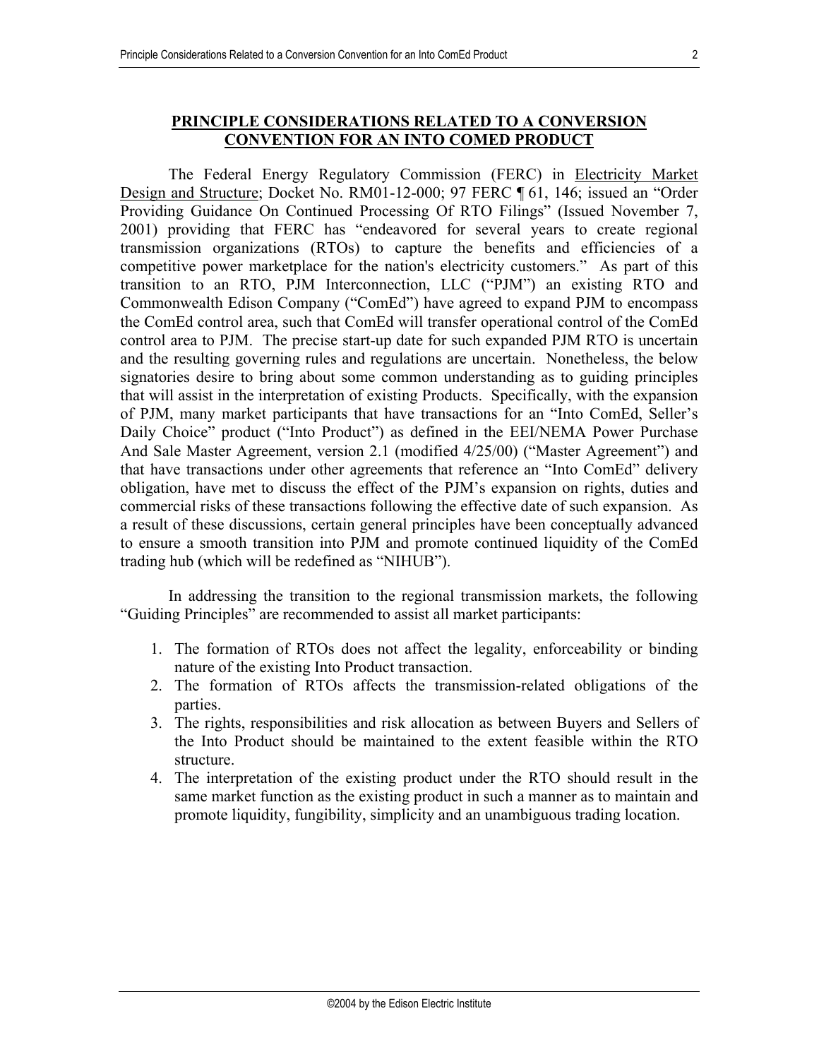## PRINCIPLE CONSIDERATIONS RELATED TO A CONVERSION CONVENTION FOR AN INTO COMED PRODUCT

The Federal Energy Regulatory Commission (FERC) in Electricity Market Design and Structure; Docket No. RM01-12-000; 97 FERC ¶ 61, 146; issued an "Order Providing Guidance On Continued Processing Of RTO Filings" (Issued November 7, 2001) providing that FERC has "endeavored for several years to create regional transmission organizations (RTOs) to capture the benefits and efficiencies of a competitive power marketplace for the nation's electricity customers." As part of this transition to an RTO, PJM Interconnection, LLC ("PJM") an existing RTO and Commonwealth Edison Company ("ComEd") have agreed to expand PJM to encompass the ComEd control area, such that ComEd will transfer operational control of the ComEd control area to PJM. The precise start-up date for such expanded PJM RTO is uncertain and the resulting governing rules and regulations are uncertain. Nonetheless, the below signatories desire to bring about some common understanding as to guiding principles that will assist in the interpretation of existing Products. Specifically, with the expansion of PJM, many market participants that have transactions for an "Into ComEd, Seller's Daily Choice" product ("Into Product") as defined in the EEI/NEMA Power Purchase And Sale Master Agreement, version 2.1 (modified 4/25/00) ("Master Agreement") and that have transactions under other agreements that reference an "Into ComEd" delivery obligation, have met to discuss the effect of the PJM's expansion on rights, duties and commercial risks of these transactions following the effective date of such expansion. As a result of these discussions, certain general principles have been conceptually advanced to ensure a smooth transition into PJM and promote continued liquidity of the ComEd trading hub (which will be redefined as "NIHUB").

In addressing the transition to the regional transmission markets, the following "Guiding Principles" are recommended to assist all market participants:

1. The formation of RTOs does not affect the legality, enforceability or binding nature of the existing Into Product transaction.
2. The formation of RTOs affects the transmission-related obligations of the parties.
3. The rights, responsibilities and risk allocation as between Buyers and Sellers of the Into Product should be maintained to the extent feasible within the RTO structure.
4. The interpretation of the existing product under the RTO should result in the same market function as the existing product in such a manner as to maintain and promote liquidity, fungibility, simplicity and an unambiguous trading location.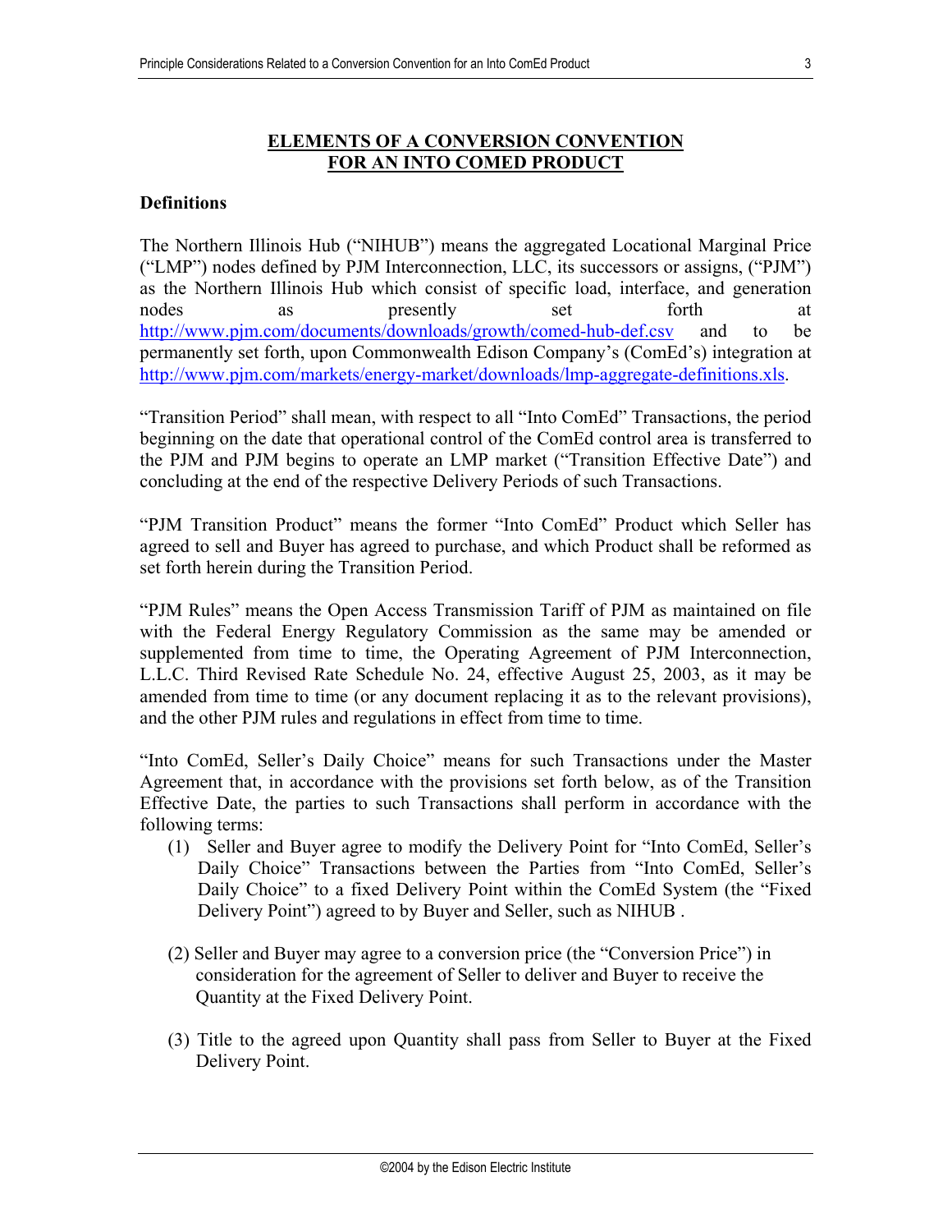## ELEMENTS OF A CONVERSION CONVENTION FOR AN INTO COMED PRODUCT

**Definitions**

The Northern Illinois Hub ("NIHUB") means the aggregated Locational Marginal Price ("LMP") nodes defined by PJM Interconnection, LLC, its successors or assigns, ("PJM") as the Northern Illinois Hub which consist of specific load, interface, and generation nodes as presently set forth at http://www.pjm.com/documents/downloads/growth/comed-hub-def.csv and to be permanently set forth, upon Commonwealth Edison Company's (ComEd's) integration at http://www.pjm.com/markets/energy-market/downloads/lmp-aggregate-definitions.xls.

"Transition Period" shall mean, with respect to all "Into ComEd" Transactions, the period beginning on the date that operational control of the ComEd control area is transferred to the PJM and PJM begins to operate an LMP market ("Transition Effective Date") and concluding at the end of the respective Delivery Periods of such Transactions.

"PJM Transition Product" means the former "Into ComEd" Product which Seller has agreed to sell and Buyer has agreed to purchase, and which Product shall be reformed as set forth herein during the Transition Period.

"PJM Rules" means the Open Access Transmission Tariff of PJM as maintained on file with the Federal Energy Regulatory Commission as the same may be amended or supplemented from time to time, the Operating Agreement of PJM Interconnection, L.L.C. Third Revised Rate Schedule No. 24, effective August 25, 2003, as it may be amended from time to time (or any document replacing it as to the relevant provisions), and the other PJM rules and regulations in effect from time to time.

"Into ComEd, Seller's Daily Choice" means for such Transactions under the Master Agreement that, in accordance with the provisions set forth below, as of the Transition Effective Date, the parties to such Transactions shall perform in accordance with the following terms:

(1) Seller and Buyer agree to modify the Delivery Point for "Into ComEd, Seller's Daily Choice" Transactions between the Parties from "Into ComEd, Seller's Daily Choice" to a fixed Delivery Point within the ComEd System (the "Fixed Delivery Point") agreed to by Buyer and Seller, such as NIHUB .

(2) Seller and Buyer may agree to a conversion price (the "Conversion Price") in consideration for the agreement of Seller to deliver and Buyer to receive the Quantity at the Fixed Delivery Point.

(3) Title to the agreed upon Quantity shall pass from Seller to Buyer at the Fixed Delivery Point.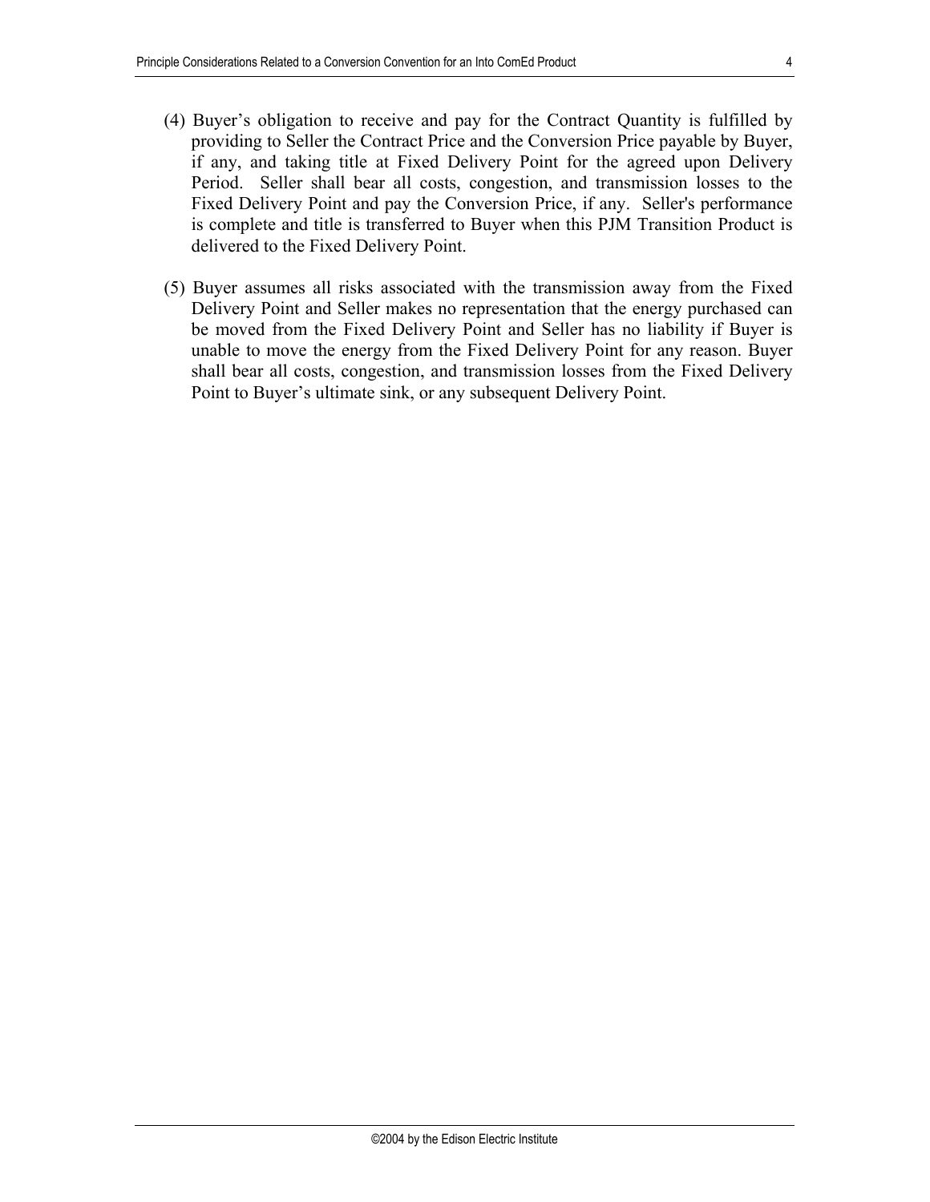(4) Buyer's obligation to receive and pay for the Contract Quantity is fulfilled by providing to Seller the Contract Price and the Conversion Price payable by Buyer, if any, and taking title at Fixed Delivery Point for the agreed upon Delivery Period. Seller shall bear all costs, congestion, and transmission losses to the Fixed Delivery Point and pay the Conversion Price, if any. Seller's performance is complete and title is transferred to Buyer when this PJM Transition Product is delivered to the Fixed Delivery Point.

(5) Buyer assumes all risks associated with the transmission away from the Fixed Delivery Point and Seller makes no representation that the energy purchased can be moved from the Fixed Delivery Point and Seller has no liability if Buyer is unable to move the energy from the Fixed Delivery Point for any reason. Buyer shall bear all costs, congestion, and transmission losses from the Fixed Delivery Point to Buyer's ultimate sink, or any subsequent Delivery Point.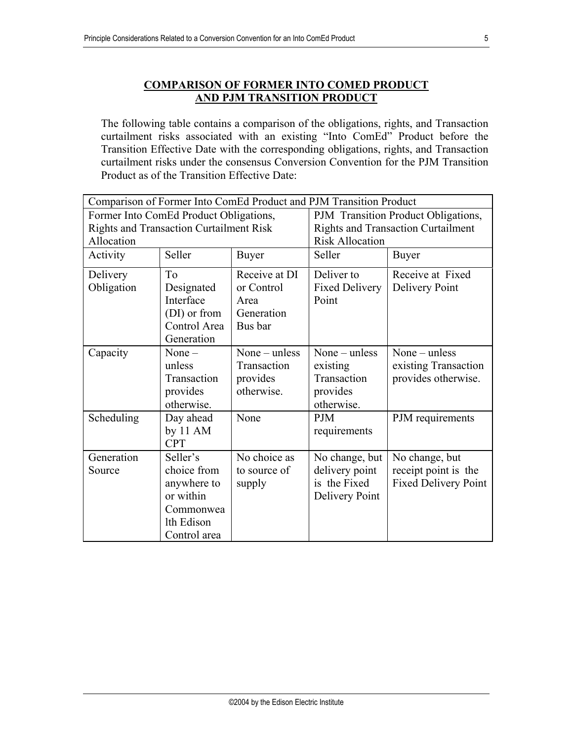## COMPARISON OF FORMER INTO COMED PRODUCT AND PJM TRANSITION PRODUCT

The following table contains a comparison of the obligations, rights, and Transaction curtailment risks associated with an existing "Into ComEd" Product before the Transition Effective Date with the corresponding obligations, rights, and Transaction curtailment risks under the consensus Conversion Convention for the PJM Transition Product as of the Transition Effective Date:

| Comparison of Former Into ComEd Product and PJM Transition Product | | | | |
|---|---|---|---|---|
| Former Into ComEd Product Obligations, Rights and Transaction Curtailment Risk Allocation | | | PJM Transition Product Obligations, Rights and Transaction Curtailment Risk Allocation | |
| Activity | Seller | Buyer | Seller | Buyer |
| Delivery Obligation | To Designated Interface (DI) or from Control Area Generation | Receive at DI or Control Area Generation Bus bar | Deliver to Fixed Delivery Point | Receive at Fixed Delivery Point |
| Capacity | None – unless Transaction provides otherwise. | None – unless Transaction provides otherwise. | None – unless existing Transaction provides otherwise. | None – unless existing Transaction provides otherwise. |
| Scheduling | Day ahead by 11 AM CPT | None | PJM requirements | PJM requirements |
| Generation Source | Seller's choice from anywhere to or within Commonwealth Edison Control area | No choice as to source of supply | No change, but delivery point is the Fixed Delivery Point | No change, but receipt point is the Fixed Delivery Point |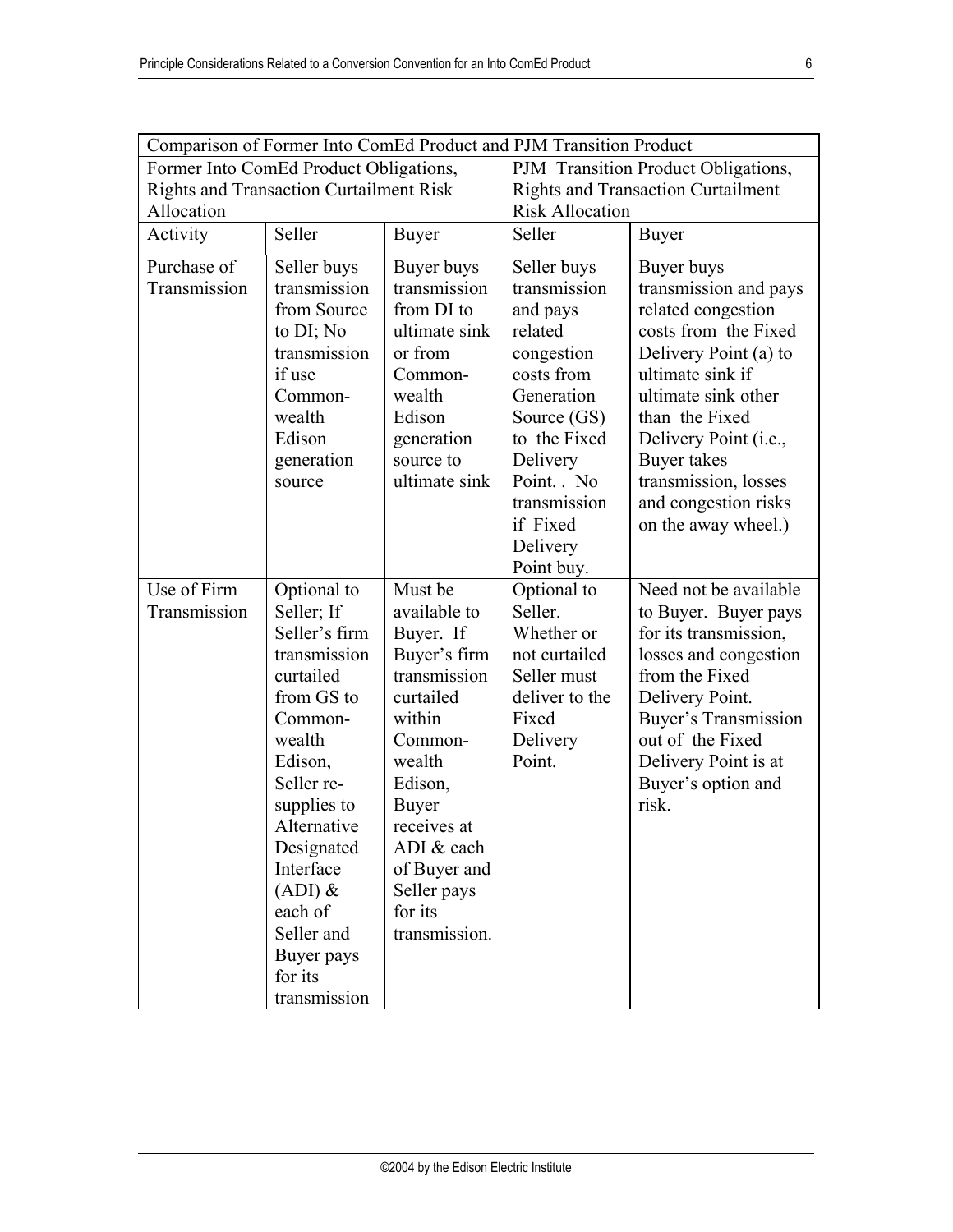| Comparison of Former Into ComEd Product and PJM Transition Product | | | | |
|---|---|---|---|---|
| Former Into ComEd Product Obligations, Rights and Transaction Curtailment Risk Allocation | | | PJM Transition Product Obligations, Rights and Transaction Curtailment Risk Allocation | |
| Activity | Seller | Buyer | Seller | Buyer |
| Purchase of Transmission | Seller buys transmission from Source to DI; No transmission if use Commonwealth Edison generation source | Buyer buys transmission from DI to ultimate sink or from Commonwealth Edison generation source to ultimate sink | Seller buys transmission and pays related congestion costs from Generation Source (GS) to the Fixed Delivery Point. . No transmission if Fixed Delivery Point buy. | Buyer buys transmission and pays related congestion costs from the Fixed Delivery Point (a) to ultimate sink if ultimate sink other than the Fixed Delivery Point (i.e., Buyer takes transmission, losses and congestion risks on the away wheel.) |
| Use of Firm Transmission | Optional to Seller; If Seller's firm transmission curtailed from GS to Commonwealth Edison, Seller re-supplies to Alternative Designated Interface (ADI) & each of Seller and Buyer pays for its transmission | Must be available to Buyer. If Buyer's firm transmission curtailed within Commonwealth Edison, Buyer receives at ADI & each of Buyer and Seller pays for its transmission. | Optional to Seller. Whether or not curtailed Seller must deliver to the Fixed Delivery Point. | Need not be available to Buyer. Buyer pays for its transmission, losses and congestion from the Fixed Delivery Point. Buyer's Transmission out of the Fixed Delivery Point is at Buyer's option and risk. |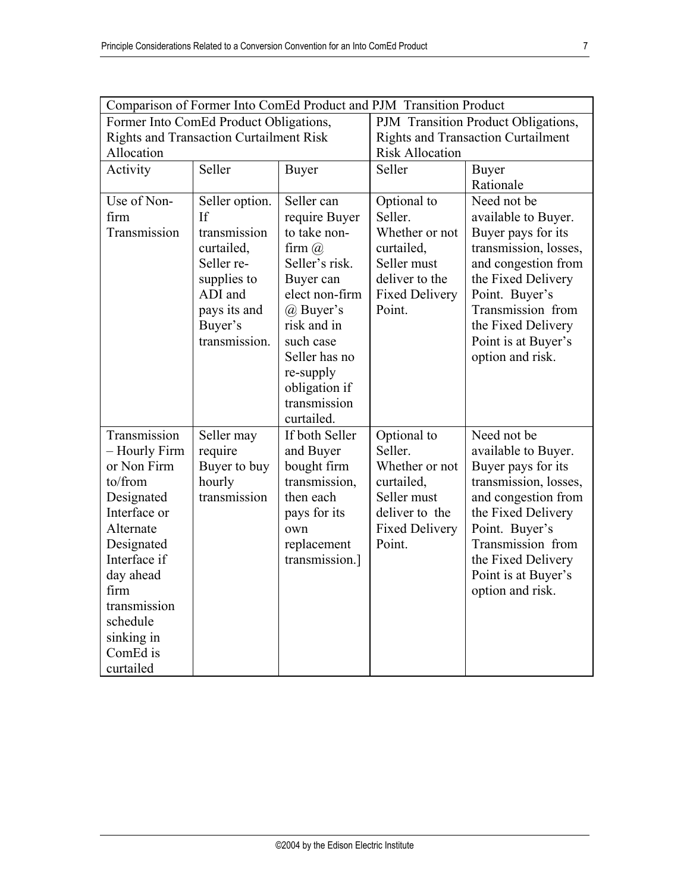| Comparison of Former Into ComEd Product and PJM Transition Product | | | | |
|---|---|---|---|---|
| Former Into ComEd Product Obligations, Rights and Transaction Curtailment Risk Allocation | | | PJM Transition Product Obligations, Rights and Transaction Curtailment Risk Allocation | |
| Activity | Seller | Buyer | Seller | Buyer Rationale |
| Use of Non-firm Transmission | Seller option. If transmission curtailed, Seller re-supplies to ADI and pays its and Buyer's transmission. | Seller can require Buyer to take non-firm @ Seller's risk. Buyer can elect non-firm @ Buyer's risk and in such case Seller has no re-supply obligation if transmission curtailed. | Optional to Seller. Whether or not curtailed, Seller must deliver to the Fixed Delivery Point. | Need not be available to Buyer. Buyer pays for its transmission, losses, and congestion from the Fixed Delivery Point. Buyer's Transmission from the Fixed Delivery Point is at Buyer's option and risk. |
| Transmission – Hourly Firm or Non Firm to/from Designated Interface or Alternate Designated Interface if day ahead firm transmission schedule sinking in ComEd is curtailed | Seller may require Buyer to buy hourly transmission | If both Seller and Buyer bought firm transmission, then each pays for its own replacement transmission.] | Optional to Seller. Whether or not curtailed, Seller must deliver to the Fixed Delivery Point. | Need not be available to Buyer. Buyer pays for its transmission, losses, and congestion from the Fixed Delivery Point. Buyer's Transmission from the Fixed Delivery Point is at Buyer's option and risk. |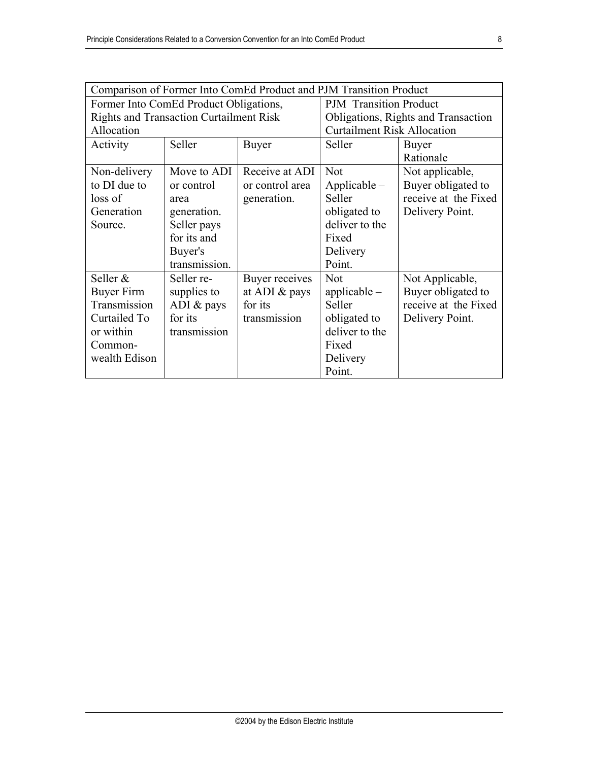| Comparison of Former Into ComEd Product and PJM Transition Product | | | | |
|---|---|---|---|---|
| Former Into ComEd Product Obligations, Rights and Transaction Curtailment Risk Allocation | | | PJM Transition Product Obligations, Rights and Transaction Curtailment Risk Allocation | |
| Activity | Seller | Buyer | Seller | Buyer Rationale |
| Non-delivery to DI due to loss of Generation Source. | Move to ADI or control area generation. Seller pays for its and Buyer's transmission. | Receive at ADI or control area generation. | Not Applicable – Seller obligated to deliver to the Fixed Delivery Point. | Not applicable, Buyer obligated to receive at the Fixed Delivery Point. |
| Seller & Buyer Firm Transmission Curtailed To or within Common-wealth Edison | Seller re-supplies to ADI & pays for its transmission | Buyer receives at ADI & pays for its transmission | Not applicable – Seller obligated to deliver to the Fixed Delivery Point. | Not Applicable, Buyer obligated to receive at the Fixed Delivery Point. |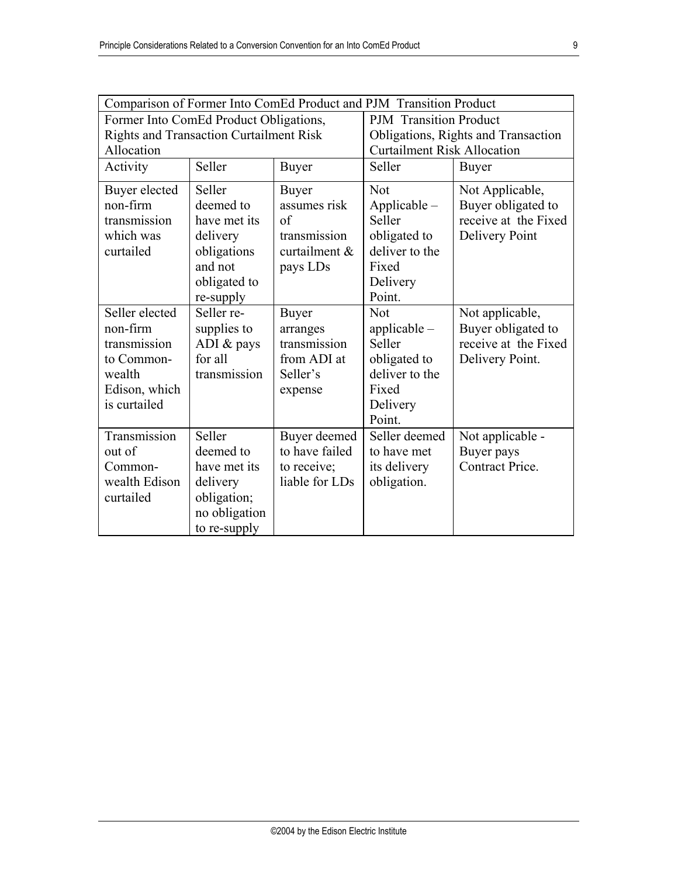| Comparison of Former Into ComEd Product and PJM Transition Product | | | | |
|---|---|---|---|---|
| Former Into ComEd Product Obligations, Rights and Transaction Curtailment Risk Allocation | | | PJM Transition Product Obligations, Rights and Transaction Curtailment Risk Allocation | |
| Activity | Seller | Buyer | Seller | Buyer |
| Buyer elected non-firm transmission which was curtailed | Seller deemed to have met its delivery obligations and not obligated to re-supply | Buyer assumes risk of transmission curtailment & pays LDs | Not Applicable – Seller obligated to deliver to the Fixed Delivery Point. | Not Applicable, Buyer obligated to receive at the Fixed Delivery Point |
| Seller elected non-firm transmission to Commonwealth Edison, which is curtailed | Seller re-supplies to ADI & pays for all transmission | Buyer arranges transmission from ADI at Seller's expense | Not applicable – Seller obligated to deliver to the Fixed Delivery Point. | Not applicable, Buyer obligated to receive at the Fixed Delivery Point. |
| Transmission out of Commonwealth Edison curtailed | Seller deemed to have met its delivery obligation; no obligation to re-supply | Buyer deemed to have failed to receive; liable for LDs | Seller deemed to have met its delivery obligation. | Not applicable - Buyer pays Contract Price. |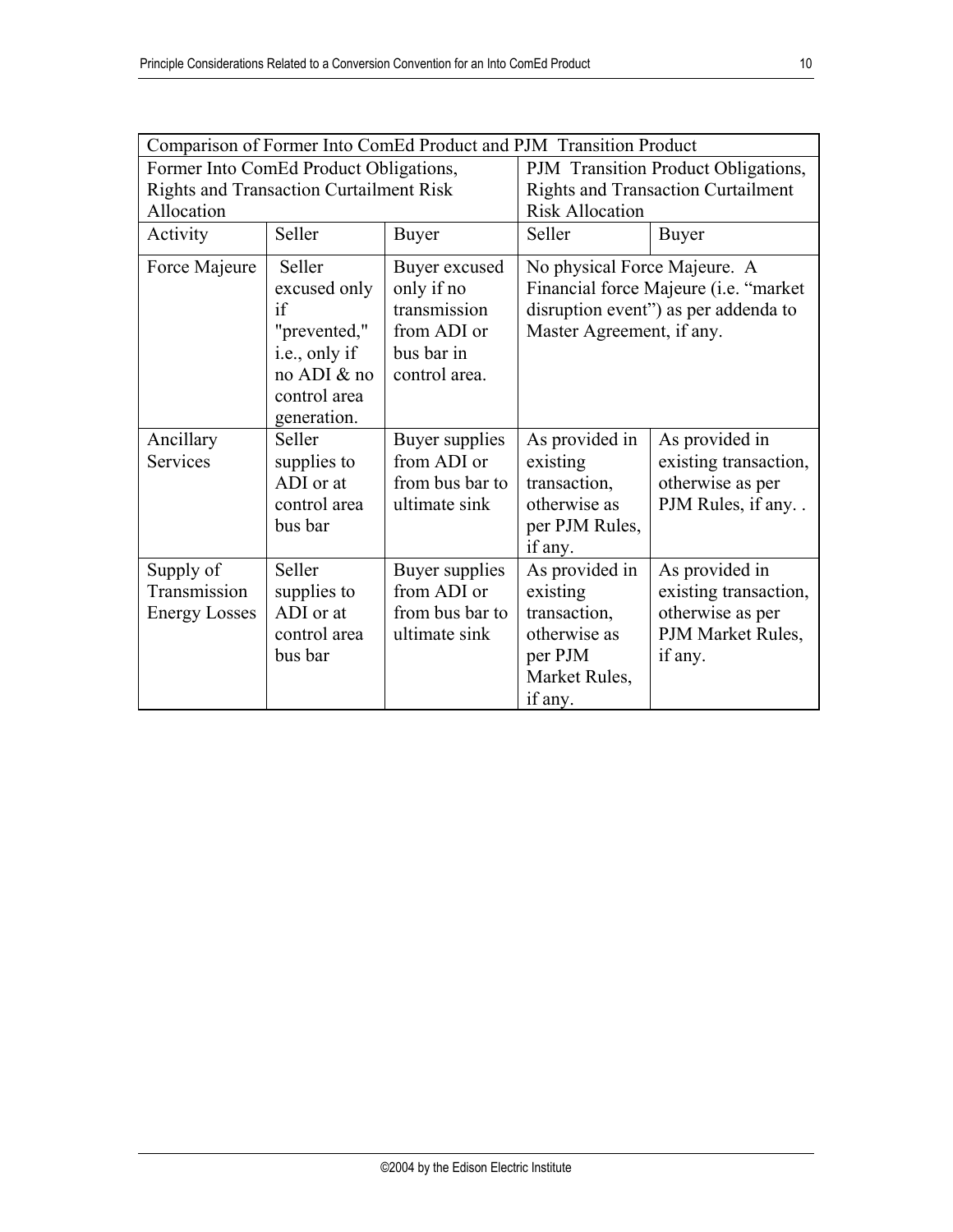| Comparison of Former Into ComEd Product and PJM Transition Product | | | | |
|---|---|---|---|---|
| Former Into ComEd Product Obligations, Rights and Transaction Curtailment Risk Allocation | | | PJM Transition Product Obligations, Rights and Transaction Curtailment Risk Allocation | |
| Activity | Seller | Buyer | Seller | Buyer |
| Force Majeure | Seller excused only if "prevented," i.e., only if no ADI & no control area generation. | Buyer excused only if no transmission from ADI or bus bar in control area. | No physical Force Majeure. A Financial force Majeure (i.e. "market disruption event") as per addenda to Master Agreement, if any. | |
| Ancillary Services | Seller supplies to ADI or at control area bus bar | Buyer supplies from ADI or from bus bar to ultimate sink | As provided in existing transaction, otherwise as per PJM Rules, if any. | As provided in existing transaction, otherwise as per PJM Rules, if any. . |
| Supply of Transmission Energy Losses | Seller supplies to ADI or at control area bus bar | Buyer supplies from ADI or from bus bar to ultimate sink | As provided in existing transaction, otherwise as per PJM Market Rules, if any. | As provided in existing transaction, otherwise as per PJM Market Rules, if any. |